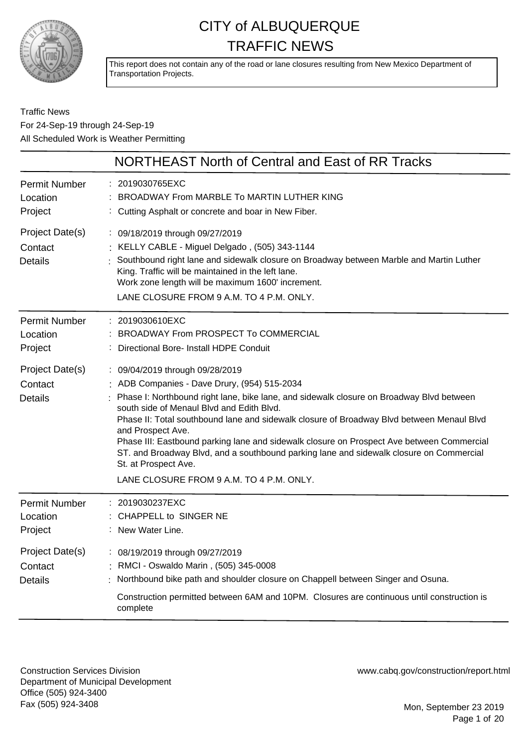# CITY of ALBUQUERQUE
# TRAFFIC NEWS

This report does not contain any of the road or lane closures resulting from New Mexico Department of Transportation Projects.

Traffic News
For 24-Sep-19 through 24-Sep-19
All Scheduled Work is Weather Permitting

## NORTHEAST North of Central and East of RR Tracks

**Permit Number** : 2019030765EXC
**Location** : BROADWAY From MARBLE To MARTIN LUTHER KING
**Project** : Cutting Asphalt or concrete and boar in New Fiber.
**Project Date(s)** : 09/18/2019 through 09/27/2019
**Contact** : KELLY CABLE - Miguel Delgado , (505) 343-1144
**Details** : Southbound right lane and sidewalk closure on Broadway between Marble and Martin Luther King. Traffic will be maintained in the left lane.
Work zone length will be maximum 1600' increment.
LANE CLOSURE FROM 9 A.M. TO 4 P.M. ONLY.

---

**Permit Number** : 2019030610EXC
**Location** : BROADWAY From PROSPECT To COMMERCIAL
**Project** : Directional Bore- Install HDPE Conduit
**Project Date(s)** : 09/04/2019 through 09/28/2019
**Contact** : ADB Companies - Dave Drury, (954) 515-2034
**Details** : Phase I: Northbound right lane, bike lane, and sidewalk closure on Broadway Blvd between south side of Menaul Blvd and Edith Blvd.
Phase II: Total southbound lane and sidewalk closure of Broadway Blvd between Menaul Blvd and Prospect Ave.
Phase III: Eastbound parking lane and sidewalk closure on Prospect Ave between Commercial ST. and Broadway Blvd, and a southbound parking lane and sidewalk closure on Commercial St. at Prospect Ave.
LANE CLOSURE FROM 9 A.M. TO 4 P.M. ONLY.

---

**Permit Number** : 2019030237EXC
**Location** : CHAPPELL to SINGER NE
**Project** : New Water Line.
**Project Date(s)** : 08/19/2019 through 09/27/2019
**Contact** : RMCI - Oswaldo Marin , (505) 345-0008
**Details** : Northbound bike path and shoulder closure on Chappell between Singer and Osuna.
Construction permitted between 6AM and 10PM. Closures are continuous until construction is complete

---

Construction Services Division
Department of Municipal Development
Office (505) 924-3400
Fax (505) 924-3408

www.cabq.gov/construction/report.html

Mon, September 23 2019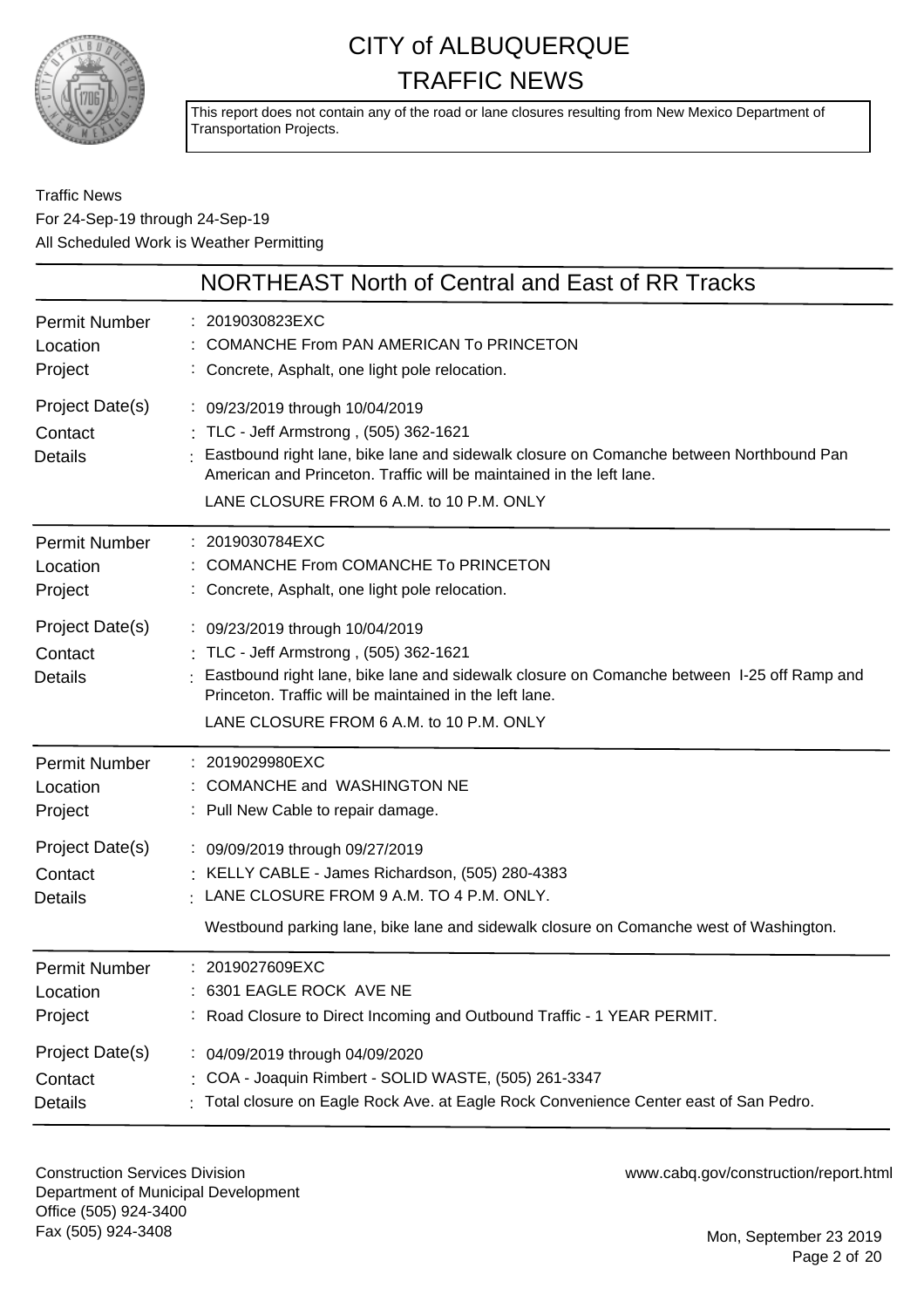# CITY of ALBUQUERQUE
# TRAFFIC NEWS

This report does not contain any of the road or lane closures resulting from New Mexico Department of Transportation Projects.

Traffic News
For 24-Sep-19 through 24-Sep-19
All Scheduled Work is Weather Permitting

## NORTHEAST North of Central and East of RR Tracks

| | |
|---|---|
| Permit Number | 2019030823EXC |
| Location | COMANCHE From PAN AMERICAN To PRINCETON |
| Project | Concrete, Asphalt, one light pole relocation. |
| Project Date(s) | 09/23/2019 through 10/04/2019 |
| Contact | TLC - Jeff Armstrong , (505) 362-1621 |
| Details | Eastbound right lane, bike lane and sidewalk closure on Comanche between Northbound Pan American and Princeton. Traffic will be maintained in the left lane. LANE CLOSURE FROM 6 A.M. to 10 P.M. ONLY |

| | |
|---|---|
| Permit Number | 2019030784EXC |
| Location | COMANCHE From COMANCHE To PRINCETON |
| Project | Concrete, Asphalt, one light pole relocation. |
| Project Date(s) | 09/23/2019 through 10/04/2019 |
| Contact | TLC - Jeff Armstrong , (505) 362-1621 |
| Details | Eastbound right lane, bike lane and sidewalk closure on Comanche between I-25 off Ramp and Princeton. Traffic will be maintained in the left lane. LANE CLOSURE FROM 6 A.M. to 10 P.M. ONLY |

| | |
|---|---|
| Permit Number | 2019029980EXC |
| Location | COMANCHE and WASHINGTON NE |
| Project | Pull New Cable to repair damage. |
| Project Date(s) | 09/09/2019 through 09/27/2019 |
| Contact | KELLY CABLE - James Richardson, (505) 280-4383 |
| Details | LANE CLOSURE FROM 9 A.M. TO 4 P.M. ONLY. Westbound parking lane, bike lane and sidewalk closure on Comanche west of Washington. |

| | |
|---|---|
| Permit Number | 2019027609EXC |
| Location | 6301 EAGLE ROCK AVE NE |
| Project | Road Closure to Direct Incoming and Outbound Traffic - 1 YEAR PERMIT. |
| Project Date(s) | 04/09/2019 through 04/09/2020 |
| Contact | COA - Joaquin Rimbert - SOLID WASTE, (505) 261-3347 |
| Details | Total closure on Eagle Rock Ave. at Eagle Rock Convenience Center east of San Pedro. |

Construction Services Division
Department of Municipal Development
Office (505) 924-3400
Fax (505) 924-3408

www.cabq.gov/construction/report.html

Mon, September 23 2019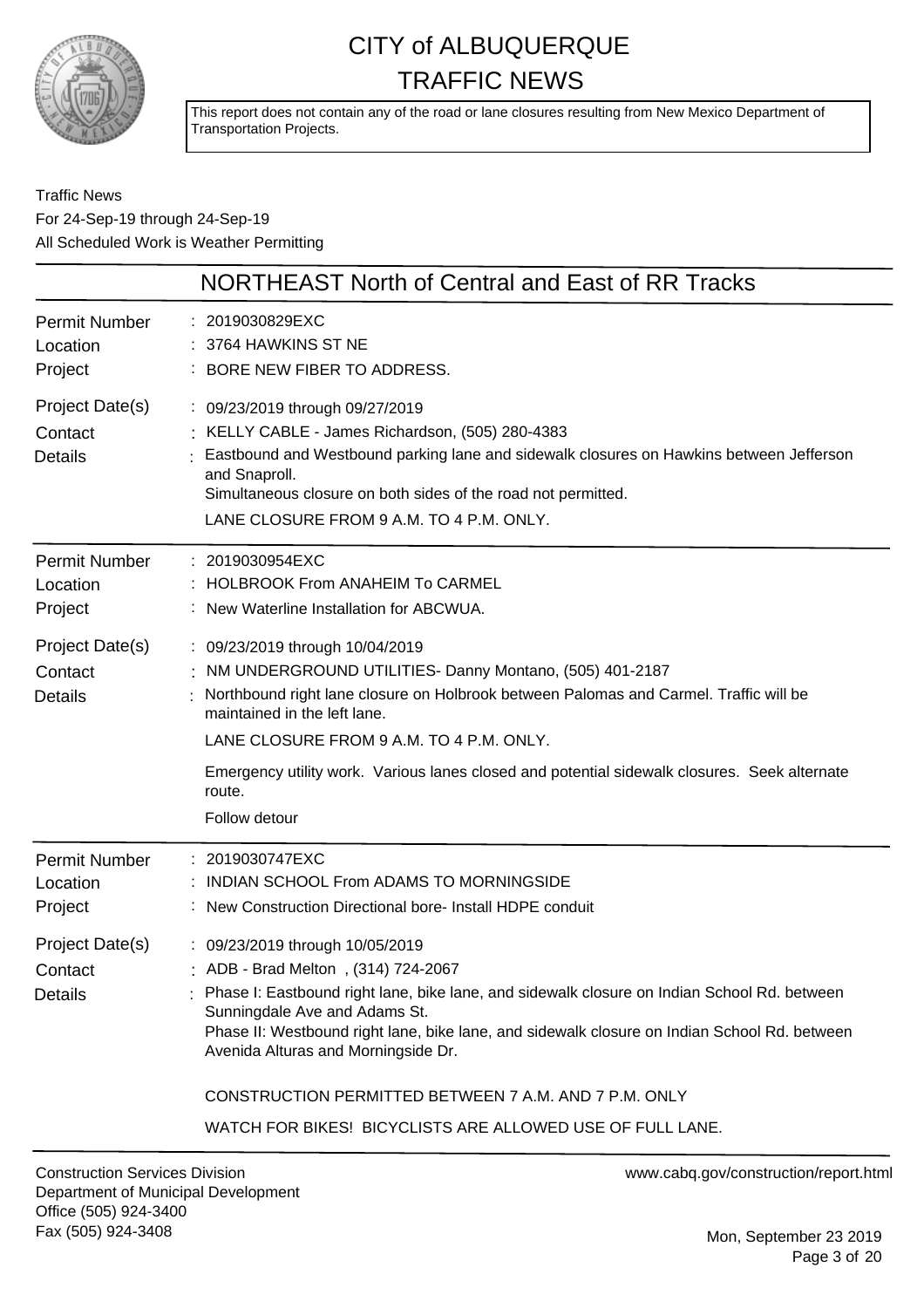# CITY of ALBUQUERQUE
# TRAFFIC NEWS

This report does not contain any of the road or lane closures resulting from New Mexico Department of Transportation Projects.

Traffic News
For 24-Sep-19 through 24-Sep-19
All Scheduled Work is Weather Permitting

## NORTHEAST North of Central and East of RR Tracks

| | |
|---|---|
| Permit Number | : 2019030829EXC |
| Location | : 3764 HAWKINS ST NE |
| Project | : BORE NEW FIBER TO ADDRESS. |
| Project Date(s) | : 09/23/2019 through 09/27/2019 |
| Contact | : KELLY CABLE - James Richardson, (505) 280-4383 |
| Details | : Eastbound and Westbound parking lane and sidewalk closures on Hawkins between Jefferson and Snaproll.<br>Simultaneous closure on both sides of the road not permitted.<br>LANE CLOSURE FROM 9 A.M. TO 4 P.M. ONLY. |

| | |
|---|---|
| Permit Number | : 2019030954EXC |
| Location | : HOLBROOK From ANAHEIM To CARMEL |
| Project | : New Waterline Installation for ABCWUA. |
| Project Date(s) | : 09/23/2019 through 10/04/2019 |
| Contact | : NM UNDERGROUND UTILITIES- Danny Montano, (505) 401-2187 |
| Details | : Northbound right lane closure on Holbrook between Palomas and Carmel. Traffic will be maintained in the left lane.<br>LANE CLOSURE FROM 9 A.M. TO 4 P.M. ONLY.<br>Emergency utility work. Various lanes closed and potential sidewalk closures. Seek alternate route.<br>Follow detour |

| | |
|---|---|
| Permit Number | : 2019030747EXC |
| Location | : INDIAN SCHOOL From ADAMS TO MORNINGSIDE |
| Project | : New Construction Directional bore- Install HDPE conduit |
| Project Date(s) | : 09/23/2019 through 10/05/2019 |
| Contact | : ADB - Brad Melton , (314) 724-2067 |
| Details | : Phase I: Eastbound right lane, bike lane, and sidewalk closure on Indian School Rd. between Sunningdale Ave and Adams St.<br>Phase II: Westbound right lane, bike lane, and sidewalk closure on Indian School Rd. between Avenida Alturas and Morningside Dr.<br>CONSTRUCTION PERMITTED BETWEEN 7 A.M. AND 7 P.M. ONLY<br>WATCH FOR BIKES! BICYCLISTS ARE ALLOWED USE OF FULL LANE. |

Construction Services Division
Department of Municipal Development
Office (505) 924-3400
Fax (505) 924-3408

www.cabq.gov/construction/report.html

Mon, September 23 2019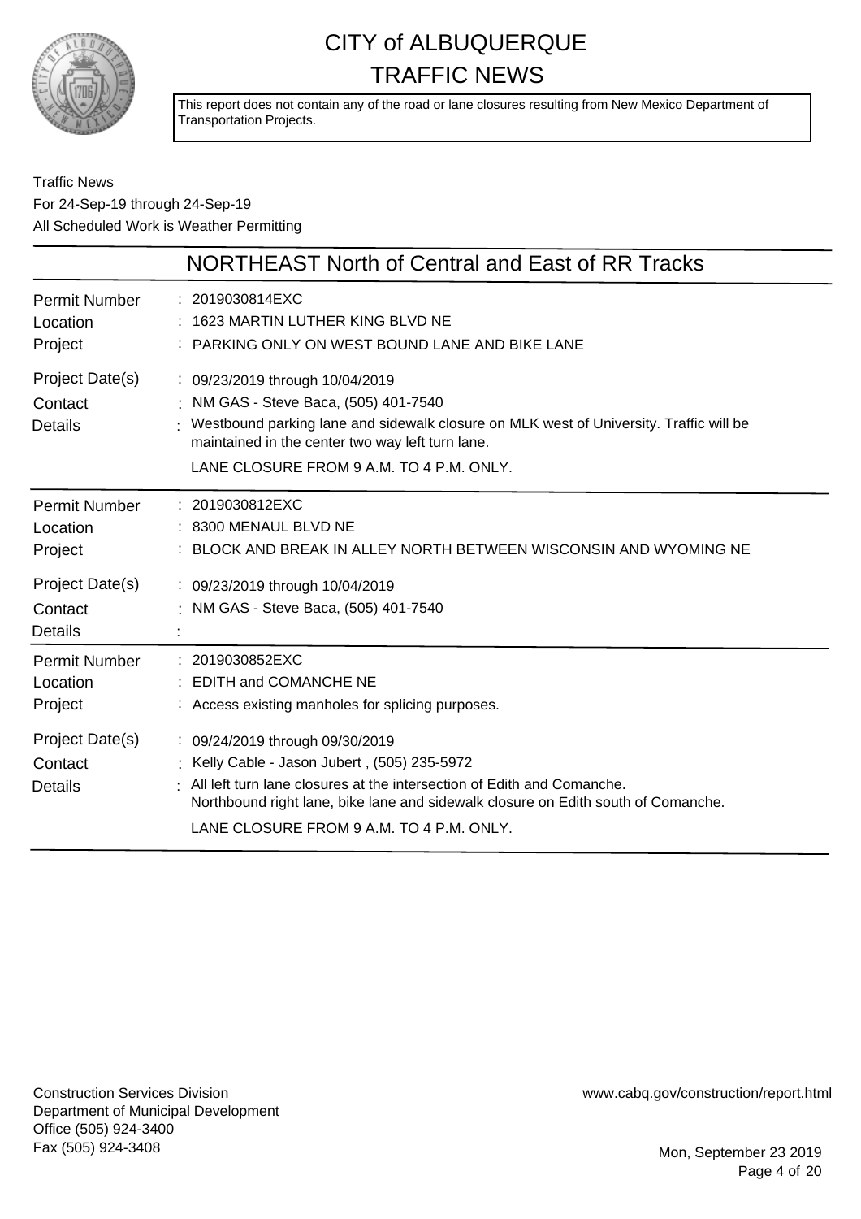# CITY of ALBUQUERQUE
# TRAFFIC NEWS

This report does not contain any of the road or lane closures resulting from New Mexico Department of Transportation Projects.

Traffic News
For 24-Sep-19 through 24-Sep-19
All Scheduled Work is Weather Permitting

## NORTHEAST North of Central and East of RR Tracks

| | |
|---|---|
| Permit Number | : 2019030814EXC |
| Location | : 1623 MARTIN LUTHER KING BLVD NE |
| Project | : PARKING ONLY ON WEST BOUND LANE AND BIKE LANE |
| Project Date(s) | : 09/23/2019 through 10/04/2019 |
| Contact | : NM GAS - Steve Baca, (505) 401-7540 |
| Details | : Westbound parking lane and sidewalk closure on MLK west of University. Traffic will be maintained in the center two way left turn lane.<br>LANE CLOSURE FROM 9 A.M. TO 4 P.M. ONLY. |

| | |
|---|---|
| Permit Number | : 2019030812EXC |
| Location | : 8300 MENAUL BLVD NE |
| Project | : BLOCK AND BREAK IN ALLEY NORTH BETWEEN WISCONSIN AND WYOMING NE |
| Project Date(s) | : 09/23/2019 through 10/04/2019 |
| Contact | : NM GAS - Steve Baca, (505) 401-7540 |
| Details | : |

| | |
|---|---|
| Permit Number | : 2019030852EXC |
| Location | : EDITH and COMANCHE NE |
| Project | : Access existing manholes for splicing purposes. |
| Project Date(s) | : 09/24/2019 through 09/30/2019 |
| Contact | : Kelly Cable - Jason Jubert , (505) 235-5972 |
| Details | : All left turn lane closures at the intersection of Edith and Comanche.<br>Northbound right lane, bike lane and sidewalk closure on Edith south of Comanche.<br>LANE CLOSURE FROM 9 A.M. TO 4 P.M. ONLY. |

Construction Services Division
Department of Municipal Development
Office (505) 924-3400
Fax (505) 924-3408

www.cabq.gov/construction/report.html

Mon, September 23 2019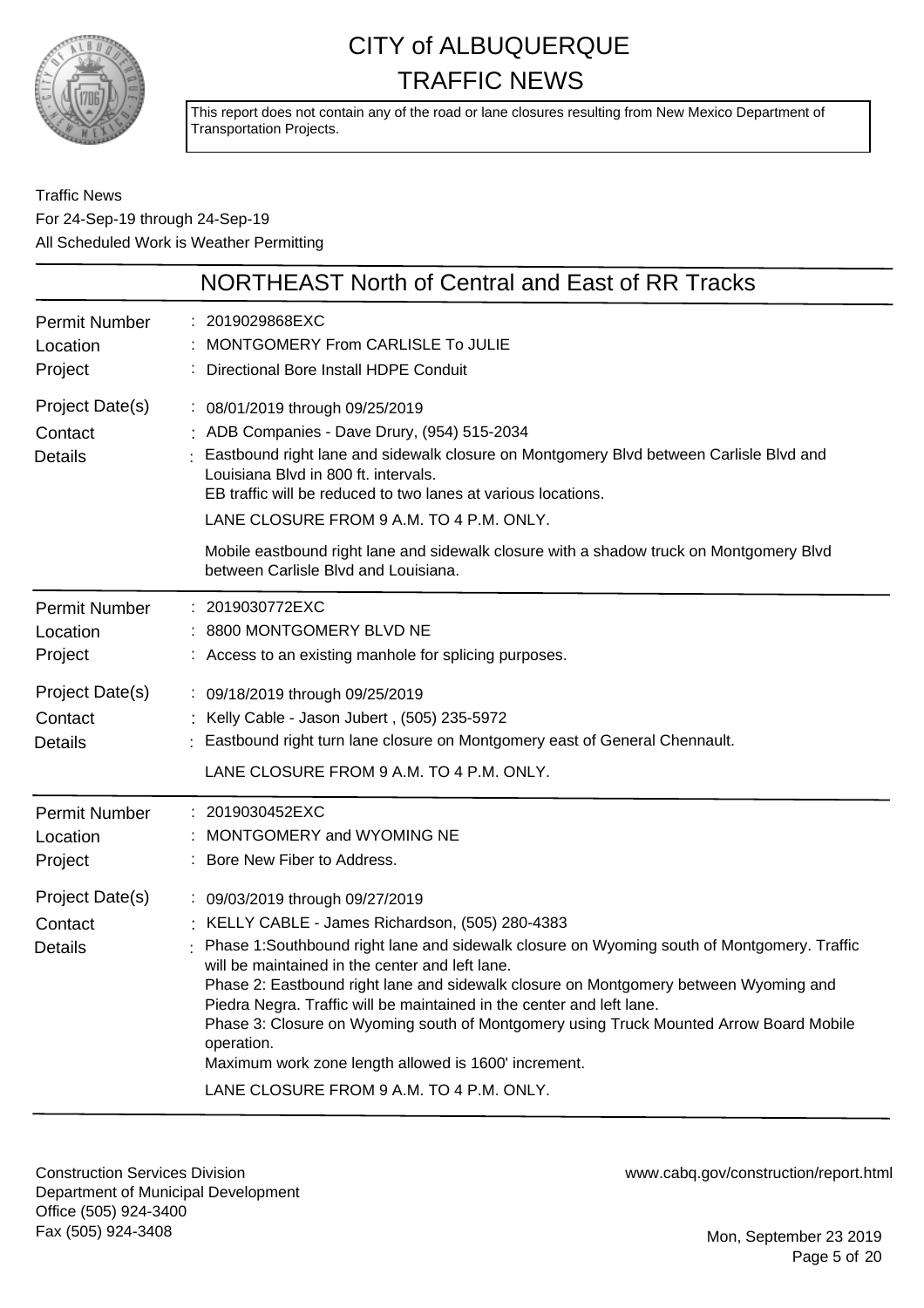# CITY of ALBUQUERQUE TRAFFIC NEWS

This report does not contain any of the road or lane closures resulting from New Mexico Department of Transportation Projects.

Traffic News
For 24-Sep-19 through 24-Sep-19
All Scheduled Work is Weather Permitting

## NORTHEAST North of Central and East of RR Tracks

| | |
|---|---|
| Permit Number | 2019029868EXC |
| Location | MONTGOMERY From CARLISLE To JULIE |
| Project | Directional Bore Install HDPE Conduit |
| Project Date(s) | 08/01/2019 through 09/25/2019 |
| Contact | ADB Companies - Dave Drury, (954) 515-2034 |
| Details | Eastbound right lane and sidewalk closure on Montgomery Blvd between Carlisle Blvd and Louisiana Blvd in 800 ft. intervals.<br>EB traffic will be reduced to two lanes at various locations.<br>LANE CLOSURE FROM 9 A.M. TO 4 P.M. ONLY.<br>Mobile eastbound right lane and sidewalk closure with a shadow truck on Montgomery Blvd between Carlisle Blvd and Louisiana. |

| | |
|---|---|
| Permit Number | 2019030772EXC |
| Location | 8800 MONTGOMERY BLVD NE |
| Project | Access to an existing manhole for splicing purposes. |
| Project Date(s) | 09/18/2019 through 09/25/2019 |
| Contact | Kelly Cable - Jason Jubert , (505) 235-5972 |
| Details | Eastbound right turn lane closure on Montgomery east of General Chennault.<br>LANE CLOSURE FROM 9 A.M. TO 4 P.M. ONLY. |

| | |
|---|---|
| Permit Number | 2019030452EXC |
| Location | MONTGOMERY and WYOMING NE |
| Project | Bore New Fiber to Address. |
| Project Date(s) | 09/03/2019 through 09/27/2019 |
| Contact | KELLY CABLE - James Richardson, (505) 280-4383 |
| Details | Phase 1:Southbound right lane and sidewalk closure on Wyoming south of Montgomery. Traffic will be maintained in the center and left lane.<br>Phase 2: Eastbound right lane and sidewalk closure on Montgomery between Wyoming and Piedra Negra. Traffic will be maintained in the center and left lane.<br>Phase 3: Closure on Wyoming south of Montgomery using Truck Mounted Arrow Board Mobile operation.<br>Maximum work zone length allowed is 1600' increment.<br>LANE CLOSURE FROM 9 A.M. TO 4 P.M. ONLY. |

Construction Services Division
Department of Municipal Development
Office (505) 924-3400
Fax (505) 924-3408

www.cabq.gov/construction/report.html

Mon, September 23 2019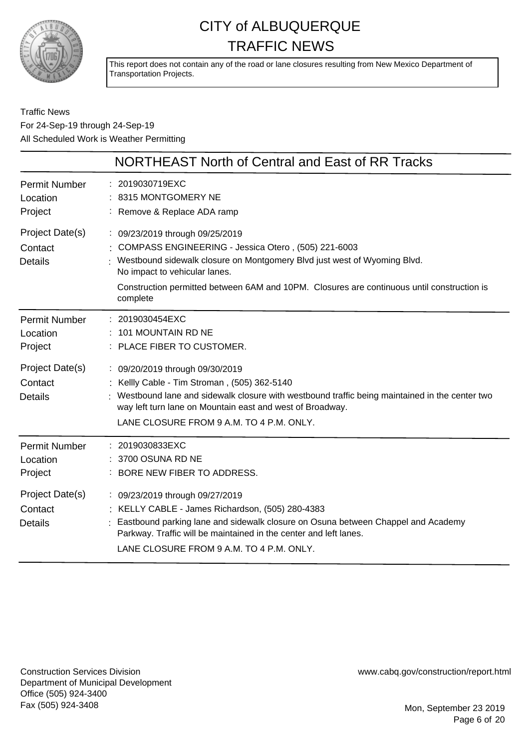# CITY of ALBUQUERQUE TRAFFIC NEWS

This report does not contain any of the road or lane closures resulting from New Mexico Department of Transportation Projects.

Traffic News
For 24-Sep-19 through 24-Sep-19
All Scheduled Work is Weather Permitting

## NORTHEAST North of Central and East of RR Tracks

**Permit Number** : 2019030719EXC
**Location** : 8315 MONTGOMERY NE
**Project** : Remove & Replace ADA ramp
**Project Date(s)** : 09/23/2019 through 09/25/2019
**Contact** : COMPASS ENGINEERING - Jessica Otero , (505) 221-6003
**Details** : Westbound sidewalk closure on Montgomery Blvd just west of Wyoming Blvd.
No impact to vehicular lanes.

Construction permitted between 6AM and 10PM. Closures are continuous until construction is complete

---

**Permit Number** : 2019030454EXC
**Location** : 101 MOUNTAIN RD NE
**Project** : PLACE FIBER TO CUSTOMER.
**Project Date(s)** : 09/20/2019 through 09/30/2019
**Contact** : Kellly Cable - Tim Stroman , (505) 362-5140
**Details** : Westbound lane and sidewalk closure with westbound traffic being maintained in the center two way left turn lane on Mountain east and west of Broadway.

LANE CLOSURE FROM 9 A.M. TO 4 P.M. ONLY.

---

**Permit Number** : 2019030833EXC
**Location** : 3700 OSUNA RD NE
**Project** : BORE NEW FIBER TO ADDRESS.
**Project Date(s)** : 09/23/2019 through 09/27/2019
**Contact** : KELLY CABLE - James Richardson, (505) 280-4383
**Details** : Eastbound parking lane and sidewalk closure on Osuna between Chappel and Academy Parkway. Traffic will be maintained in the center and left lanes.

LANE CLOSURE FROM 9 A.M. TO 4 P.M. ONLY.

---

Construction Services Division
Department of Municipal Development
Office (505) 924-3400
Fax (505) 924-3408

www.cabq.gov/construction/report.html

Mon, September 23 2019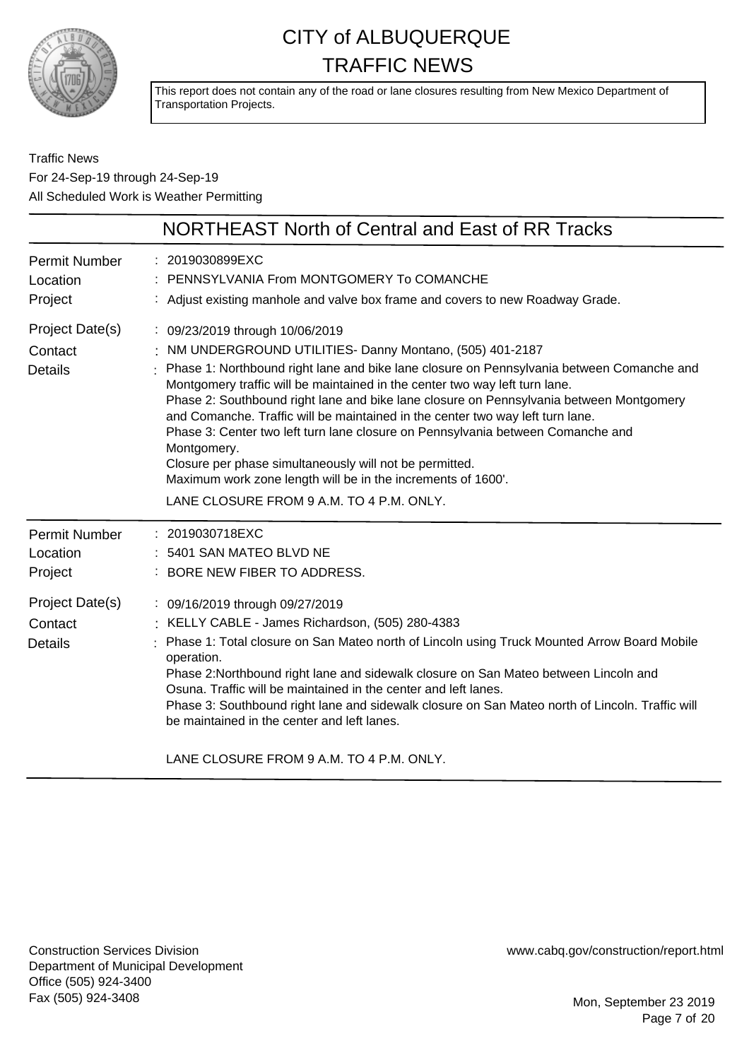# CITY of ALBUQUERQUE TRAFFIC NEWS

This report does not contain any of the road or lane closures resulting from New Mexico Department of Transportation Projects.

Traffic News
For 24-Sep-19 through 24-Sep-19
All Scheduled Work is Weather Permitting

## NORTHEAST North of Central and East of RR Tracks

| | |
|---|---|
| Permit Number | 2019030899EXC |
| Location | PENNSYLVANIA From MONTGOMERY To COMANCHE |
| Project | Adjust existing manhole and valve box frame and covers to new Roadway Grade. |
| Project Date(s) | 09/23/2019 through 10/06/2019 |
| Contact | NM UNDERGROUND UTILITIES- Danny Montano, (505) 401-2187 |
| Details | Phase 1: Northbound right lane and bike lane closure on Pennsylvania between Comanche and Montgomery traffic will be maintained in the center two way left turn lane.<br>Phase 2: Southbound right lane and bike lane closure on Pennsylvania between Montgomery and Comanche. Traffic will be maintained in the center two way left turn lane.<br>Phase 3: Center two left turn lane closure on Pennsylvania between Comanche and Montgomery.<br>Closure per phase simultaneously will not be permitted.<br>Maximum work zone length will be in the increments of 1600'.<br>LANE CLOSURE FROM 9 A.M. TO 4 P.M. ONLY. |

| | |
|---|---|
| Permit Number | 2019030718EXC |
| Location | 5401 SAN MATEO BLVD NE |
| Project | BORE NEW FIBER TO ADDRESS. |
| Project Date(s) | 09/16/2019 through 09/27/2019 |
| Contact | KELLY CABLE - James Richardson, (505) 280-4383 |
| Details | Phase 1: Total closure on San Mateo north of Lincoln using Truck Mounted Arrow Board Mobile operation.<br>Phase 2:Northbound right lane and sidewalk closure on San Mateo between Lincoln and Osuna. Traffic will be maintained in the center and left lanes.<br>Phase 3: Southbound right lane and sidewalk closure on San Mateo north of Lincoln. Traffic will be maintained in the center and left lanes.<br>LANE CLOSURE FROM 9 A.M. TO 4 P.M. ONLY. |

Construction Services Division
Department of Municipal Development
Office (505) 924-3400
Fax (505) 924-3408

www.cabq.gov/construction/report.html

Mon, September 23 2019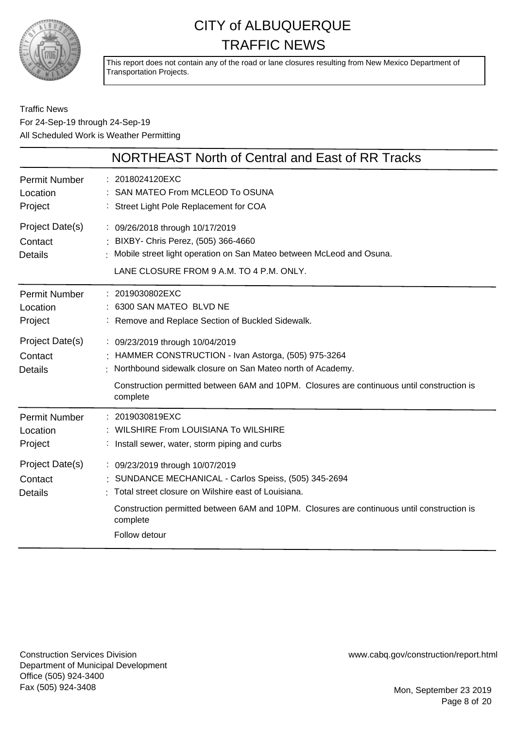# CITY of ALBUQUERQUE TRAFFIC NEWS

This report does not contain any of the road or lane closures resulting from New Mexico Department of Transportation Projects.

Traffic News
For 24-Sep-19 through 24-Sep-19
All Scheduled Work is Weather Permitting

## NORTHEAST North of Central and East of RR Tracks

| | |
|---|---|
| Permit Number | 2018024120EXC |
| Location | SAN MATEO From MCLEOD To OSUNA |
| Project | Street Light Pole Replacement for COA |
| Project Date(s) | 09/26/2018 through 10/17/2019 |
| Contact | BIXBY- Chris Perez, (505) 366-4660 |
| Details | Mobile street light operation on San Mateo between McLeod and Osuna.<br>LANE CLOSURE FROM 9 A.M. TO 4 P.M. ONLY. |

| | |
|---|---|
| Permit Number | 2019030802EXC |
| Location | 6300 SAN MATEO BLVD NE |
| Project | Remove and Replace Section of Buckled Sidewalk. |
| Project Date(s) | 09/23/2019 through 10/04/2019 |
| Contact | HAMMER CONSTRUCTION - Ivan Astorga, (505) 975-3264 |
| Details | Northbound sidewalk closure on San Mateo north of Academy.<br>Construction permitted between 6AM and 10PM. Closures are continuous until construction is complete |

| | |
|---|---|
| Permit Number | 2019030819EXC |
| Location | WILSHIRE From LOUISIANA To WILSHIRE |
| Project | Install sewer, water, storm piping and curbs |
| Project Date(s) | 09/23/2019 through 10/07/2019 |
| Contact | SUNDANCE MECHANICAL - Carlos Speiss, (505) 345-2694 |
| Details | Total street closure on Wilshire east of Louisiana.<br>Construction permitted between 6AM and 10PM. Closures are continuous until construction is complete<br>Follow detour |

Construction Services Division
Department of Municipal Development
Office (505) 924-3400
Fax (505) 924-3408

www.cabq.gov/construction/report.html

Mon, September 23 2019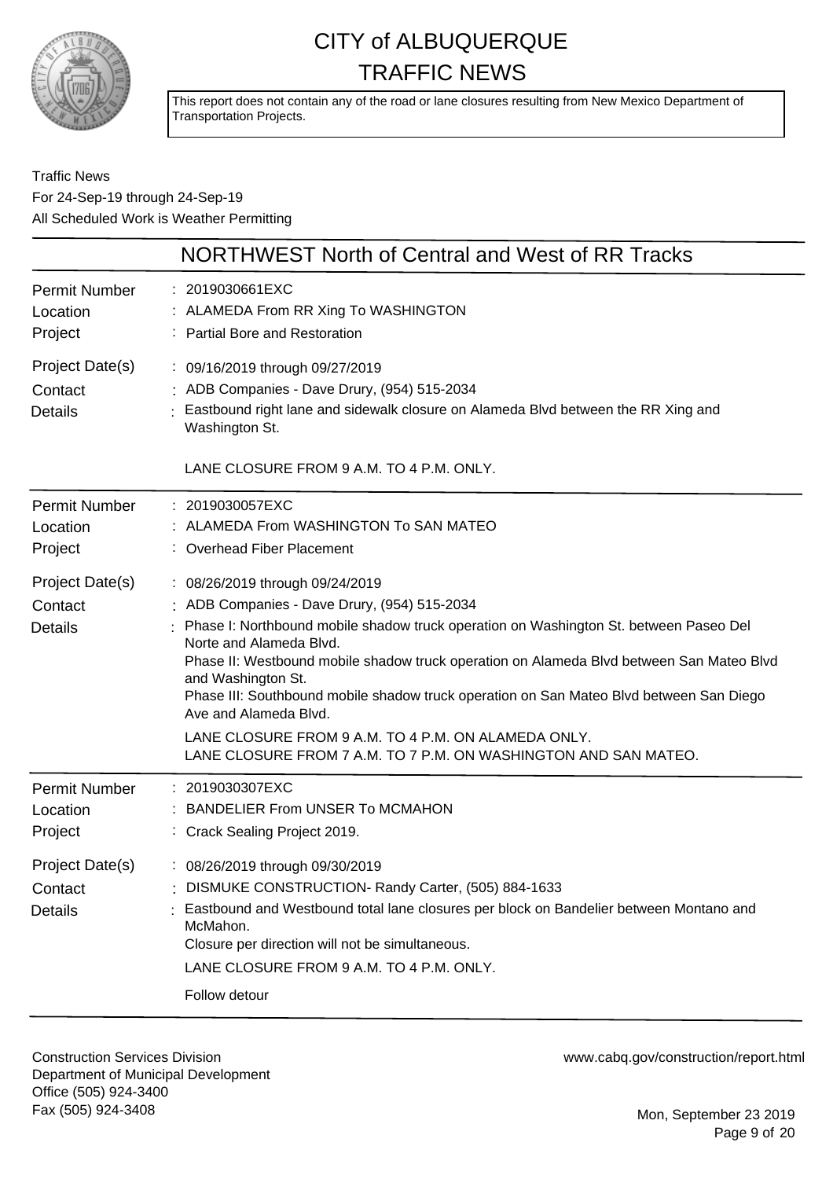# CITY of ALBUQUERQUE TRAFFIC NEWS

This report does not contain any of the road or lane closures resulting from New Mexico Department of Transportation Projects.

Traffic News
For 24-Sep-19 through 24-Sep-19
All Scheduled Work is Weather Permitting

## NORTHWEST North of Central and West of RR Tracks

| | |
|---|---|
| Permit Number | 2019030661EXC |
| Location | ALAMEDA From RR Xing To WASHINGTON |
| Project | Partial Bore and Restoration |
| Project Date(s) | 09/16/2019 through 09/27/2019 |
| Contact | ADB Companies - Dave Drury, (954) 515-2034 |
| Details | Eastbound right lane and sidewalk closure on Alameda Blvd between the RR Xing and Washington St.<br><br>LANE CLOSURE FROM 9 A.M. TO 4 P.M. ONLY. |

| | |
|---|---|
| Permit Number | 2019030057EXC |
| Location | ALAMEDA From WASHINGTON To SAN MATEO |
| Project | Overhead Fiber Placement |
| Project Date(s) | 08/26/2019 through 09/24/2019 |
| Contact | ADB Companies - Dave Drury, (954) 515-2034 |
| Details | Phase I: Northbound mobile shadow truck operation on Washington St. between Paseo Del Norte and Alameda Blvd.<br>Phase II: Westbound mobile shadow truck operation on Alameda Blvd between San Mateo Blvd and Washington St.<br>Phase III: Southbound mobile shadow truck operation on San Mateo Blvd between San Diego Ave and Alameda Blvd.<br>LANE CLOSURE FROM 9 A.M. TO 4 P.M. ON ALAMEDA ONLY.<br>LANE CLOSURE FROM 7 A.M. TO 7 P.M. ON WASHINGTON AND SAN MATEO. |

| | |
|---|---|
| Permit Number | 2019030307EXC |
| Location | BANDELIER From UNSER To MCMAHON |
| Project | Crack Sealing Project 2019. |
| Project Date(s) | 08/26/2019 through 09/30/2019 |
| Contact | DISMUKE CONSTRUCTION- Randy Carter, (505) 884-1633 |
| Details | Eastbound and Westbound total lane closures per block on Bandelier between Montano and McMahon.<br>Closure per direction will not be simultaneous.<br>LANE CLOSURE FROM 9 A.M. TO 4 P.M. ONLY.<br><br>Follow detour |

Construction Services Division
Department of Municipal Development
Office (505) 924-3400
Fax (505) 924-3408

www.cabq.gov/construction/report.html

Mon, September 23 2019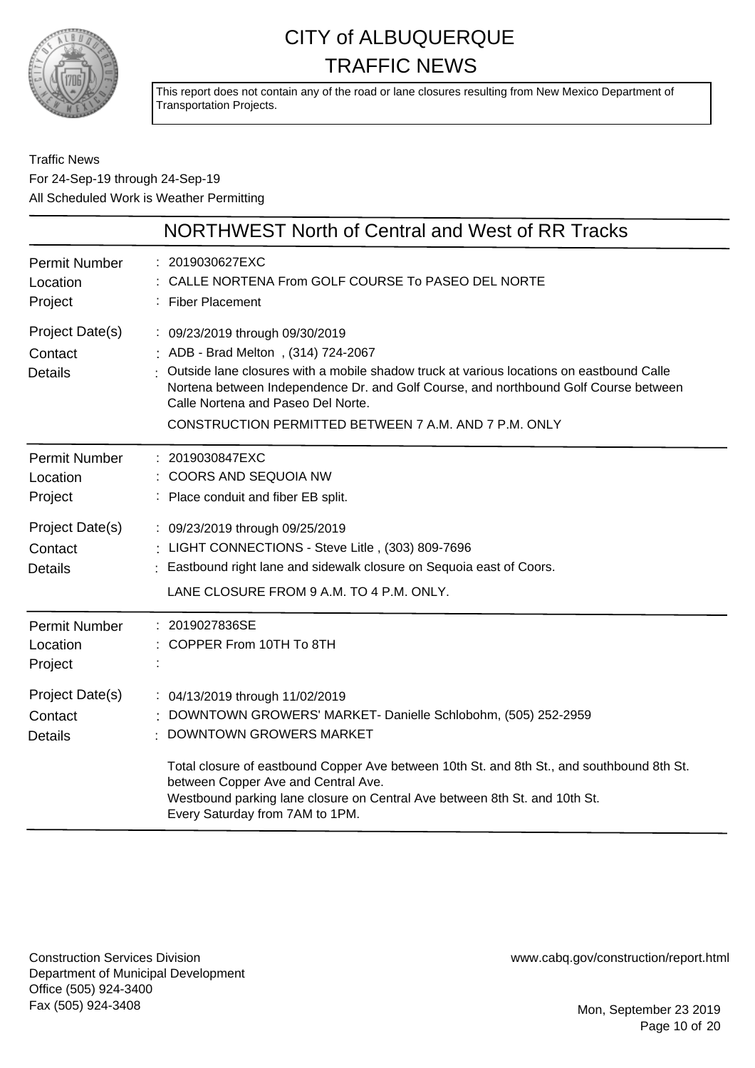# CITY of ALBUQUERQUE TRAFFIC NEWS

This report does not contain any of the road or lane closures resulting from New Mexico Department of Transportation Projects.

Traffic News
For 24-Sep-19 through 24-Sep-19
All Scheduled Work is Weather Permitting

## NORTHWEST North of Central and West of RR Tracks

| | |
|---|---|
| Permit Number | : 2019030627EXC |
| Location | : CALLE NORTENA From GOLF COURSE To PASEO DEL NORTE |
| Project | : Fiber Placement |
| Project Date(s) | : 09/23/2019 through 09/30/2019 |
| Contact | : ADB - Brad Melton , (314) 724-2067 |
| Details | : Outside lane closures with a mobile shadow truck at various locations on eastbound Calle Nortena between Independence Dr. and Golf Course, and northbound Golf Course between Calle Nortena and Paseo Del Norte. CONSTRUCTION PERMITTED BETWEEN 7 A.M. AND 7 P.M. ONLY |

| | |
|---|---|
| Permit Number | : 2019030847EXC |
| Location | : COORS AND SEQUOIA NW |
| Project | : Place conduit and fiber EB split. |
| Project Date(s) | : 09/23/2019 through 09/25/2019 |
| Contact | : LIGHT CONNECTIONS - Steve Litle , (303) 809-7696 |
| Details | : Eastbound right lane and sidewalk closure on Sequoia east of Coors. LANE CLOSURE FROM 9 A.M. TO 4 P.M. ONLY. |

| | |
|---|---|
| Permit Number | : 2019027836SE |
| Location | : COPPER From 10TH To 8TH |
| Project | : |
| Project Date(s) | : 04/13/2019 through 11/02/2019 |
| Contact | : DOWNTOWN GROWERS' MARKET- Danielle Schlobohm, (505) 252-2959 |
| Details | : DOWNTOWN GROWERS MARKET<br><br>Total closure of eastbound Copper Ave between 10th St. and 8th St., and southbound 8th St. between Copper Ave and Central Ave.<br>Westbound parking lane closure on Central Ave between 8th St. and 10th St.<br>Every Saturday from 7AM to 1PM. |

Construction Services Division
Department of Municipal Development
Office (505) 924-3400
Fax (505) 924-3408

www.cabq.gov/construction/report.html

Mon, September 23 2019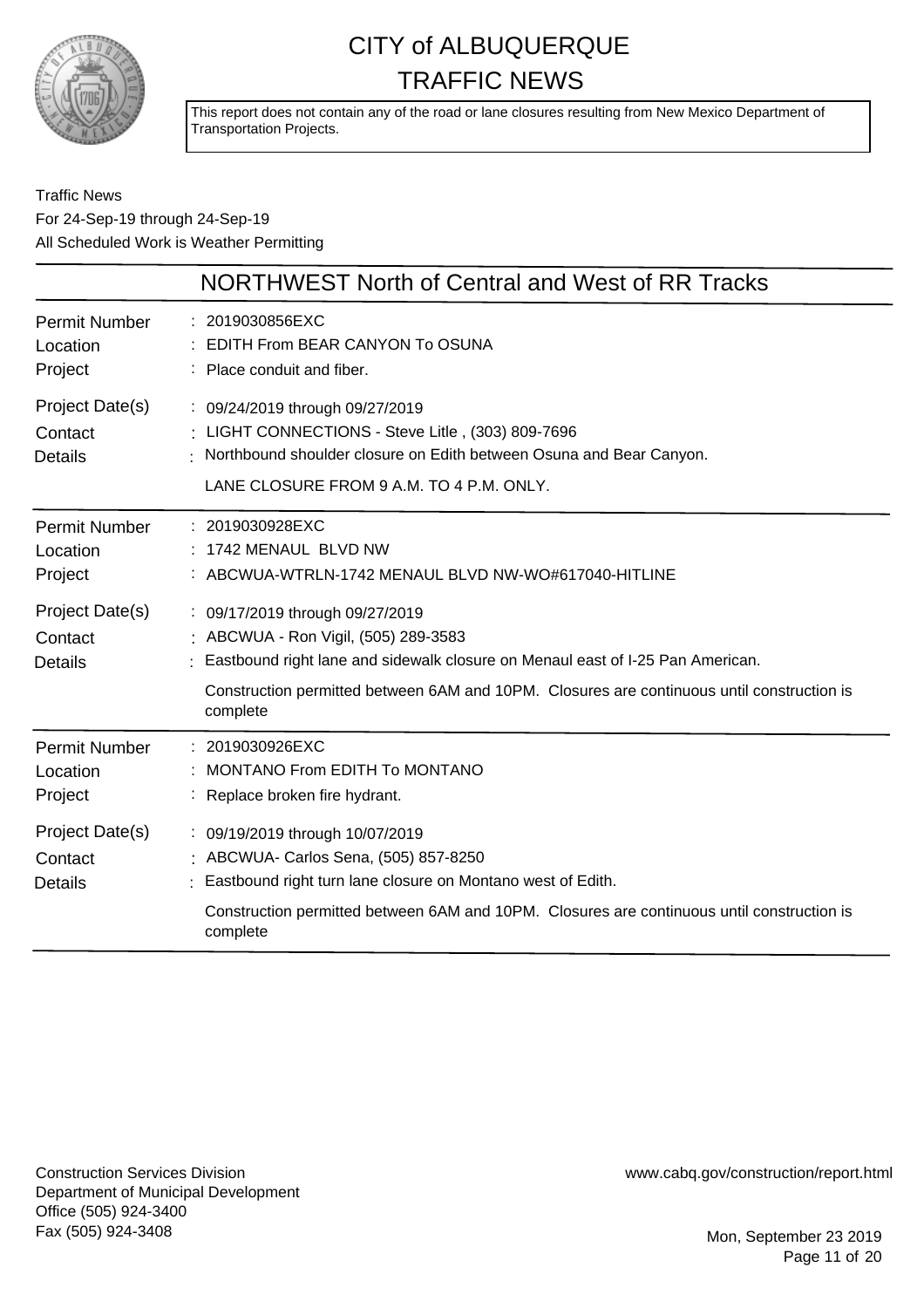# CITY of ALBUQUERQUE TRAFFIC NEWS

This report does not contain any of the road or lane closures resulting from New Mexico Department of Transportation Projects.

Traffic News
For 24-Sep-19 through 24-Sep-19
All Scheduled Work is Weather Permitting

## NORTHWEST North of Central and West of RR Tracks

| | |
|---|---|
| Permit Number | 2019030856EXC |
| Location | EDITH From BEAR CANYON To OSUNA |
| Project | Place conduit and fiber. |
| Project Date(s) | 09/24/2019 through 09/27/2019 |
| Contact | LIGHT CONNECTIONS - Steve Litle , (303) 809-7696 |
| Details | Northbound shoulder closure on Edith between Osuna and Bear Canyon.<br>LANE CLOSURE FROM 9 A.M. TO 4 P.M. ONLY. |

| | |
|---|---|
| Permit Number | 2019030928EXC |
| Location | 1742 MENAUL BLVD NW |
| Project | ABCWUA-WTRLN-1742 MENAUL BLVD NW-WO#617040-HITLINE |
| Project Date(s) | 09/17/2019 through 09/27/2019 |
| Contact | ABCWUA - Ron Vigil, (505) 289-3583 |
| Details | Eastbound right lane and sidewalk closure on Menaul east of I-25 Pan American.<br>Construction permitted between 6AM and 10PM. Closures are continuous until construction is complete |

| | |
|---|---|
| Permit Number | 2019030926EXC |
| Location | MONTANO From EDITH To MONTANO |
| Project | Replace broken fire hydrant. |
| Project Date(s) | 09/19/2019 through 10/07/2019 |
| Contact | ABCWUA- Carlos Sena, (505) 857-8250 |
| Details | Eastbound right turn lane closure on Montano west of Edith.<br>Construction permitted between 6AM and 10PM. Closures are continuous until construction is complete |

Construction Services Division
Department of Municipal Development
Office (505) 924-3400
Fax (505) 924-3408

www.cabq.gov/construction/report.html

Mon, September 23 2019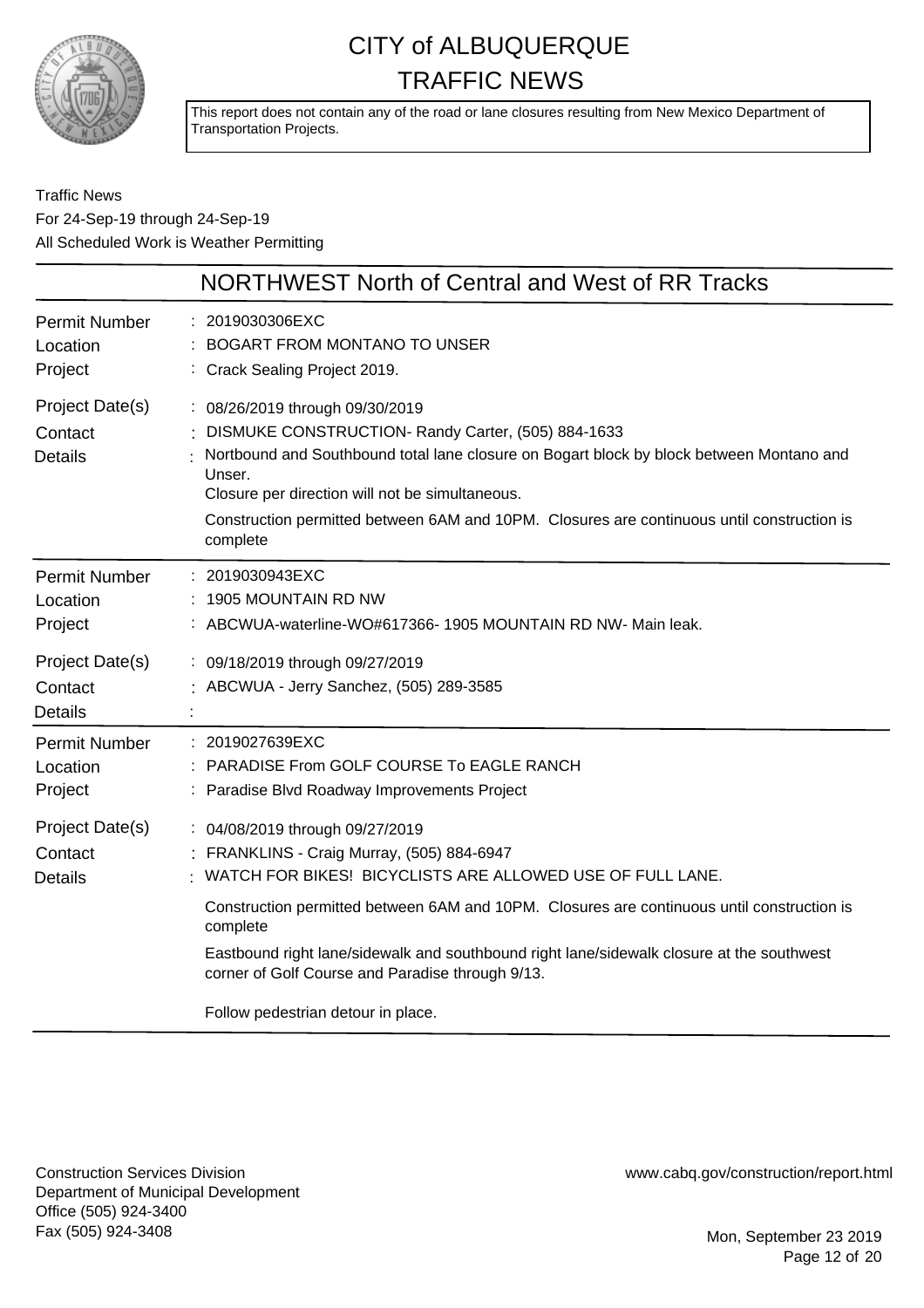# CITY of ALBUQUERQUE
# TRAFFIC NEWS

This report does not contain any of the road or lane closures resulting from New Mexico Department of Transportation Projects.

Traffic News
For 24-Sep-19 through 24-Sep-19
All Scheduled Work is Weather Permitting

## NORTHWEST North of Central and West of RR Tracks

| | |
|---|---|
| Permit Number | 2019030306EXC |
| Location | BOGART FROM MONTANO TO UNSER |
| Project | Crack Sealing Project 2019. |
| Project Date(s) | 08/26/2019 through 09/30/2019 |
| Contact | DISMUKE CONSTRUCTION- Randy Carter, (505) 884-1633 |
| Details | Nortbound and Southbound total lane closure on Bogart block by block between Montano and Unser.<br>Closure per direction will not be simultaneous.<br>Construction permitted between 6AM and 10PM. Closures are continuous until construction is complete |

| | |
|---|---|
| Permit Number | 2019030943EXC |
| Location | 1905 MOUNTAIN RD NW |
| Project | ABCWUA-waterline-WO#617366- 1905 MOUNTAIN RD NW- Main leak. |
| Project Date(s) | 09/18/2019 through 09/27/2019 |
| Contact | ABCWUA - Jerry Sanchez, (505) 289-3585 |
| Details | |

| | |
|---|---|
| Permit Number | 2019027639EXC |
| Location | PARADISE From GOLF COURSE To EAGLE RANCH |
| Project | Paradise Blvd Roadway Improvements Project |
| Project Date(s) | 04/08/2019 through 09/27/2019 |
| Contact | FRANKLINS - Craig Murray, (505) 884-6947 |
| Details | WATCH FOR BIKES! BICYCLISTS ARE ALLOWED USE OF FULL LANE.<br>Construction permitted between 6AM and 10PM. Closures are continuous until construction is complete<br>Eastbound right lane/sidewalk and southbound right lane/sidewalk closure at the southwest corner of Golf Course and Paradise through 9/13.<br>Follow pedestrian detour in place. |

Construction Services Division
Department of Municipal Development
Office (505) 924-3400
Fax (505) 924-3408

www.cabq.gov/construction/report.html

Mon, September 23 2019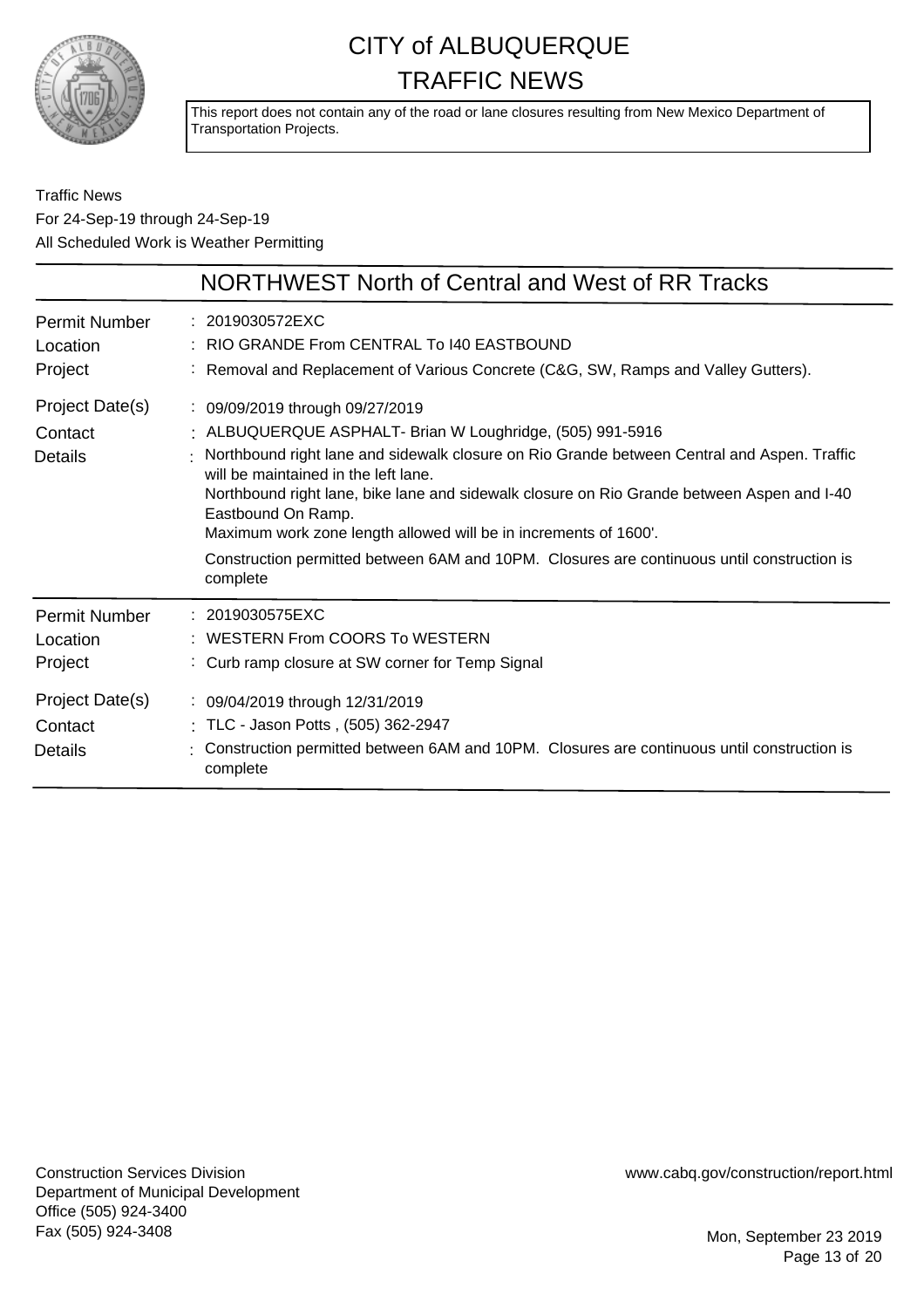# CITY of ALBUQUERQUE TRAFFIC NEWS

This report does not contain any of the road or lane closures resulting from New Mexico Department of Transportation Projects.

Traffic News
For 24-Sep-19 through 24-Sep-19
All Scheduled Work is Weather Permitting

## NORTHWEST North of Central and West of RR Tracks

| | |
|---|---|
| Permit Number | : 2019030572EXC |
| Location | : RIO GRANDE From CENTRAL To I40 EASTBOUND |
| Project | : Removal and Replacement of Various Concrete (C&G, SW, Ramps and Valley Gutters). |
| Project Date(s) | : 09/09/2019 through 09/27/2019 |
| Contact | : ALBUQUERQUE ASPHALT- Brian W Loughridge, (505) 991-5916 |
| Details | : Northbound right lane and sidewalk closure on Rio Grande between Central and Aspen. Traffic will be maintained in the left lane. Northbound right lane, bike lane and sidewalk closure on Rio Grande between Aspen and I-40 Eastbound On Ramp. Maximum work zone length allowed will be in increments of 1600'. Construction permitted between 6AM and 10PM. Closures are continuous until construction is complete |

| | |
|---|---|
| Permit Number | : 2019030575EXC |
| Location | : WESTERN From COORS To WESTERN |
| Project | : Curb ramp closure at SW corner for Temp Signal |
| Project Date(s) | : 09/04/2019 through 12/31/2019 |
| Contact | : TLC - Jason Potts , (505) 362-2947 |
| Details | : Construction permitted between 6AM and 10PM. Closures are continuous until construction is complete |

Construction Services Division
Department of Municipal Development
Office (505) 924-3400
Fax (505) 924-3408

www.cabq.gov/construction/report.html

Mon, September 23 2019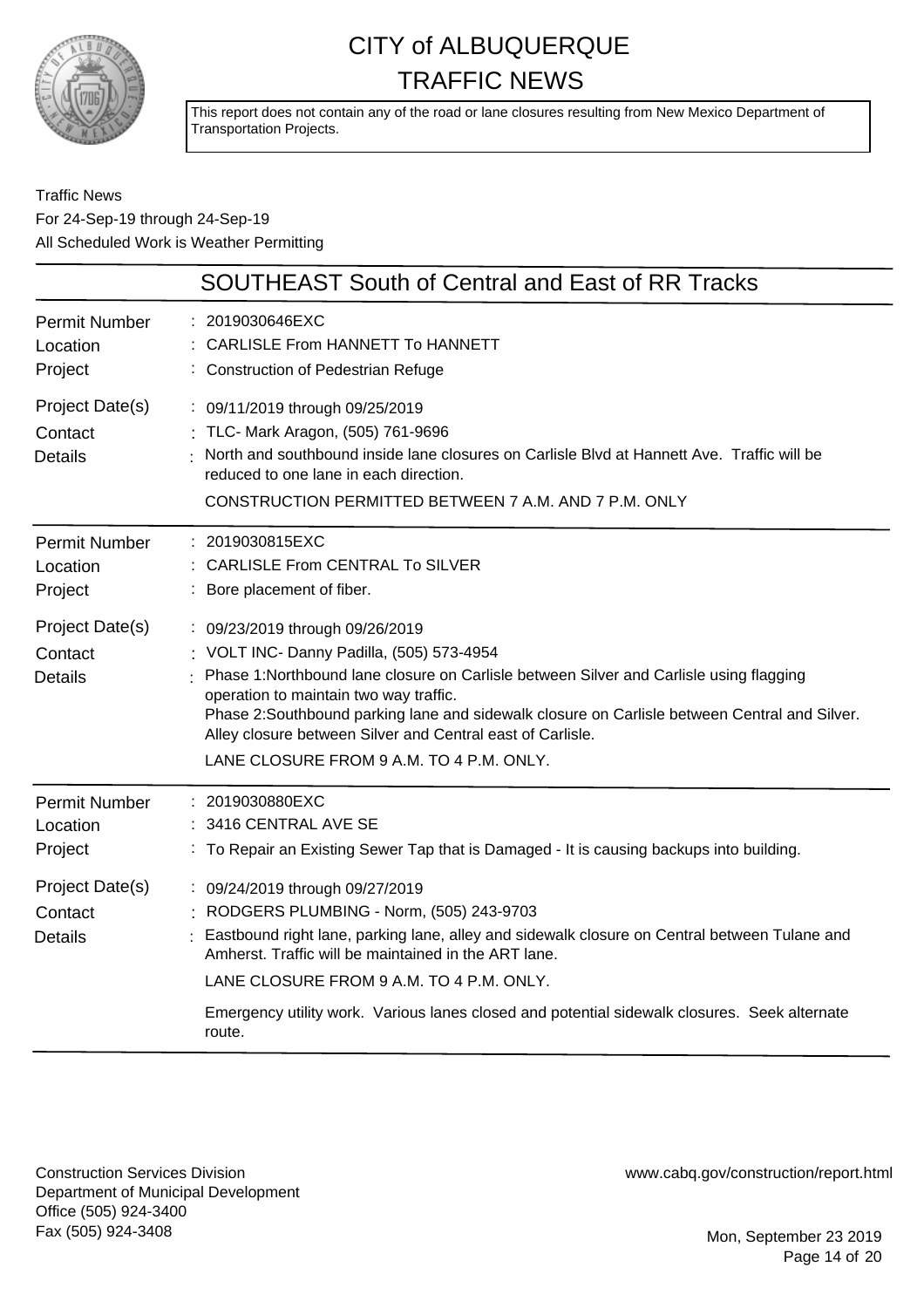# CITY of ALBUQUERQUE TRAFFIC NEWS

This report does not contain any of the road or lane closures resulting from New Mexico Department of Transportation Projects.

Traffic News
For 24-Sep-19 through 24-Sep-19
All Scheduled Work is Weather Permitting

## SOUTHEAST South of Central and East of RR Tracks

**Permit Number** : 2019030646EXC
**Location** : CARLISLE From HANNETT To HANNETT
**Project** : Construction of Pedestrian Refuge
**Project Date(s)** : 09/11/2019 through 09/25/2019
**Contact** : TLC- Mark Aragon, (505) 761-9696
**Details** : North and southbound inside lane closures on Carlisle Blvd at Hannett Ave. Traffic will be reduced to one lane in each direction.

CONSTRUCTION PERMITTED BETWEEN 7 A.M. AND 7 P.M. ONLY

---

**Permit Number** : 2019030815EXC
**Location** : CARLISLE From CENTRAL To SILVER
**Project** : Bore placement of fiber.
**Project Date(s)** : 09/23/2019 through 09/26/2019
**Contact** : VOLT INC- Danny Padilla, (505) 573-4954
**Details** : Phase 1:Northbound lane closure on Carlisle between Silver and Carlisle using flagging operation to maintain two way traffic.
Phase 2:Southbound parking lane and sidewalk closure on Carlisle between Central and Silver. Alley closure between Silver and Central east of Carlisle.

LANE CLOSURE FROM 9 A.M. TO 4 P.M. ONLY.

---

**Permit Number** : 2019030880EXC
**Location** : 3416 CENTRAL AVE SE
**Project** : To Repair an Existing Sewer Tap that is Damaged - It is causing backups into building.
**Project Date(s)** : 09/24/2019 through 09/27/2019
**Contact** : RODGERS PLUMBING - Norm, (505) 243-9703
**Details** : Eastbound right lane, parking lane, alley and sidewalk closure on Central between Tulane and Amherst. Traffic will be maintained in the ART lane.

LANE CLOSURE FROM 9 A.M. TO 4 P.M. ONLY.

Emergency utility work. Various lanes closed and potential sidewalk closures. Seek alternate route.

---

Construction Services Division
Department of Municipal Development
Office (505) 924-3400
Fax (505) 924-3408

www.cabq.gov/construction/report.html

Mon, September 23 2019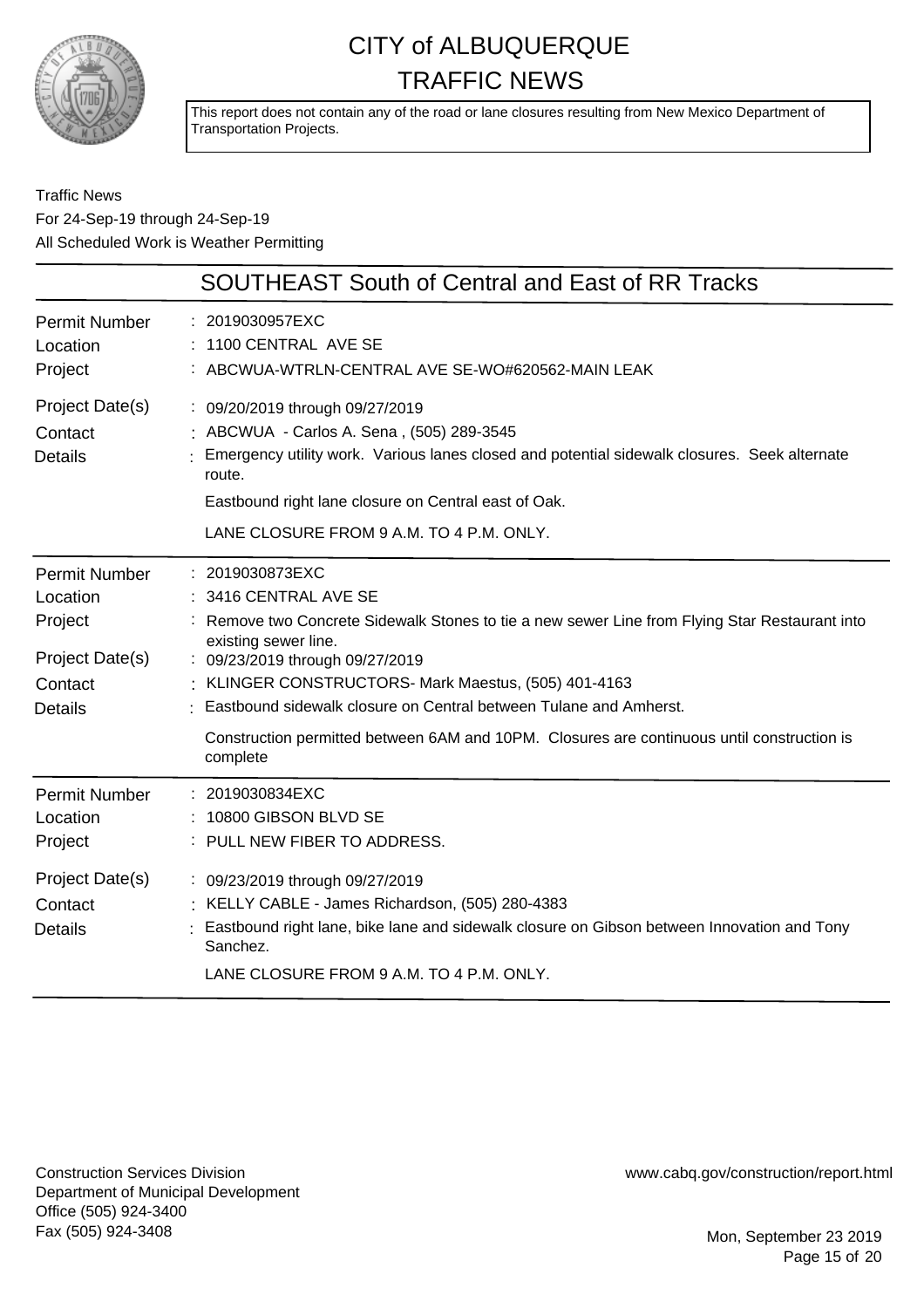# CITY of ALBUQUERQUE TRAFFIC NEWS

This report does not contain any of the road or lane closures resulting from New Mexico Department of Transportation Projects.

Traffic News
For 24-Sep-19 through 24-Sep-19
All Scheduled Work is Weather Permitting

## SOUTHEAST South of Central and East of RR Tracks

**Permit Number**: 2019030957EXC
**Location**: 1100 CENTRAL AVE SE
**Project**: ABCWUA-WTRLN-CENTRAL AVE SE-WO#620562-MAIN LEAK
**Project Date(s)**: 09/20/2019 through 09/27/2019
**Contact**: ABCWUA - Carlos A. Sena , (505) 289-3545
**Details**: Emergency utility work. Various lanes closed and potential sidewalk closures. Seek alternate route.

Eastbound right lane closure on Central east of Oak.

LANE CLOSURE FROM 9 A.M. TO 4 P.M. ONLY.

---

**Permit Number**: 2019030873EXC
**Location**: 3416 CENTRAL AVE SE
**Project**: Remove two Concrete Sidewalk Stones to tie a new sewer Line from Flying Star Restaurant into existing sewer line.
**Project Date(s)**: 09/23/2019 through 09/27/2019
**Contact**: KLINGER CONSTRUCTORS- Mark Maestus, (505) 401-4163
**Details**: Eastbound sidewalk closure on Central between Tulane and Amherst.

Construction permitted between 6AM and 10PM. Closures are continuous until construction is complete

---

**Permit Number**: 2019030834EXC
**Location**: 10800 GIBSON BLVD SE
**Project**: PULL NEW FIBER TO ADDRESS.
**Project Date(s)**: 09/23/2019 through 09/27/2019
**Contact**: KELLY CABLE - James Richardson, (505) 280-4383
**Details**: Eastbound right lane, bike lane and sidewalk closure on Gibson between Innovation and Tony Sanchez.

LANE CLOSURE FROM 9 A.M. TO 4 P.M. ONLY.

---

Construction Services Division
Department of Municipal Development
Office (505) 924-3400
Fax (505) 924-3408

www.cabq.gov/construction/report.html

Mon, September 23 2019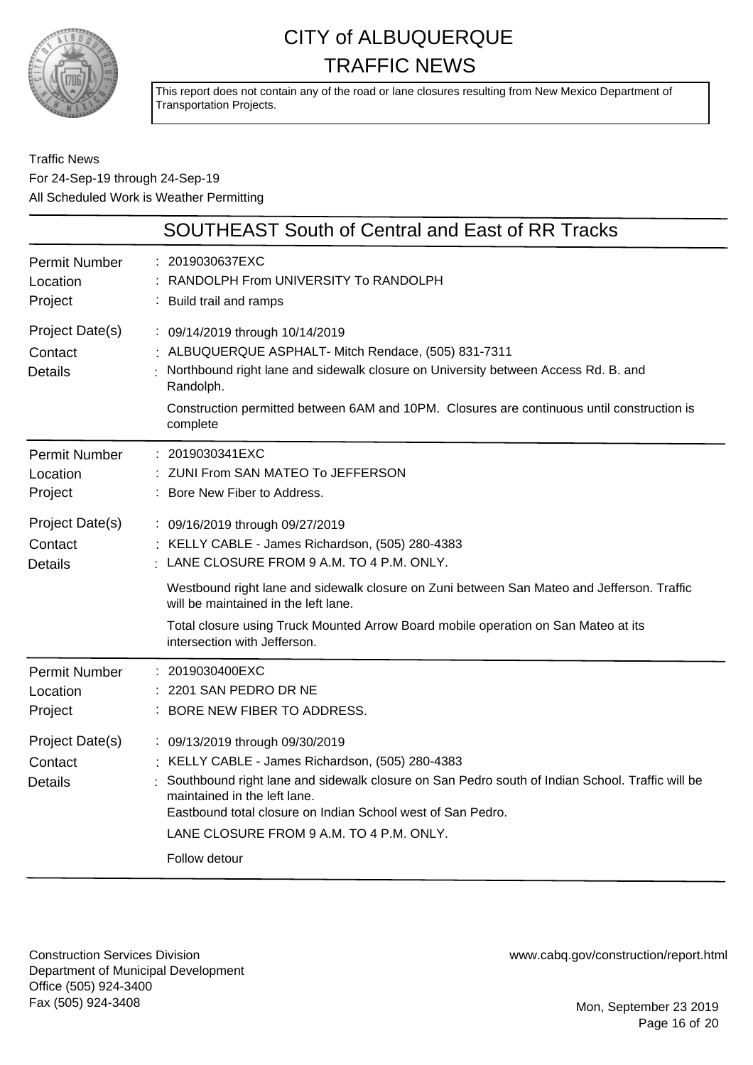# CITY of ALBUQUERQUE TRAFFIC NEWS

This report does not contain any of the road or lane closures resulting from New Mexico Department of Transportation Projects.

Traffic News
For 24-Sep-19 through 24-Sep-19
All Scheduled Work is Weather Permitting

## SOUTHEAST South of Central and East of RR Tracks

**Permit Number** : 2019030637EXC
**Location** : RANDOLPH From UNIVERSITY To RANDOLPH
**Project** : Build trail and ramps
**Project Date(s)** : 09/14/2019 through 10/14/2019
**Contact** : ALBUQUERQUE ASPHALT- Mitch Rendace, (505) 831-7311
**Details** : Northbound right lane and sidewalk closure on University between Access Rd. B. and Randolph.

Construction permitted between 6AM and 10PM. Closures are continuous until construction is complete

---

**Permit Number** : 2019030341EXC
**Location** : ZUNI From SAN MATEO To JEFFERSON
**Project** : Bore New Fiber to Address.
**Project Date(s)** : 09/16/2019 through 09/27/2019
**Contact** : KELLY CABLE - James Richardson, (505) 280-4383
**Details** : LANE CLOSURE FROM 9 A.M. TO 4 P.M. ONLY.

Westbound right lane and sidewalk closure on Zuni between San Mateo and Jefferson. Traffic will be maintained in the left lane.

Total closure using Truck Mounted Arrow Board mobile operation on San Mateo at its intersection with Jefferson.

---

**Permit Number** : 2019030400EXC
**Location** : 2201 SAN PEDRO DR NE
**Project** : BORE NEW FIBER TO ADDRESS.
**Project Date(s)** : 09/13/2019 through 09/30/2019
**Contact** : KELLY CABLE - James Richardson, (505) 280-4383
**Details** : Southbound right lane and sidewalk closure on San Pedro south of Indian School. Traffic will be maintained in the left lane.
Eastbound total closure on Indian School west of San Pedro.

LANE CLOSURE FROM 9 A.M. TO 4 P.M. ONLY.

Follow detour

---

Construction Services Division
Department of Municipal Development
Office (505) 924-3400
Fax (505) 924-3408

www.cabq.gov/construction/report.html

Mon, September 23 2019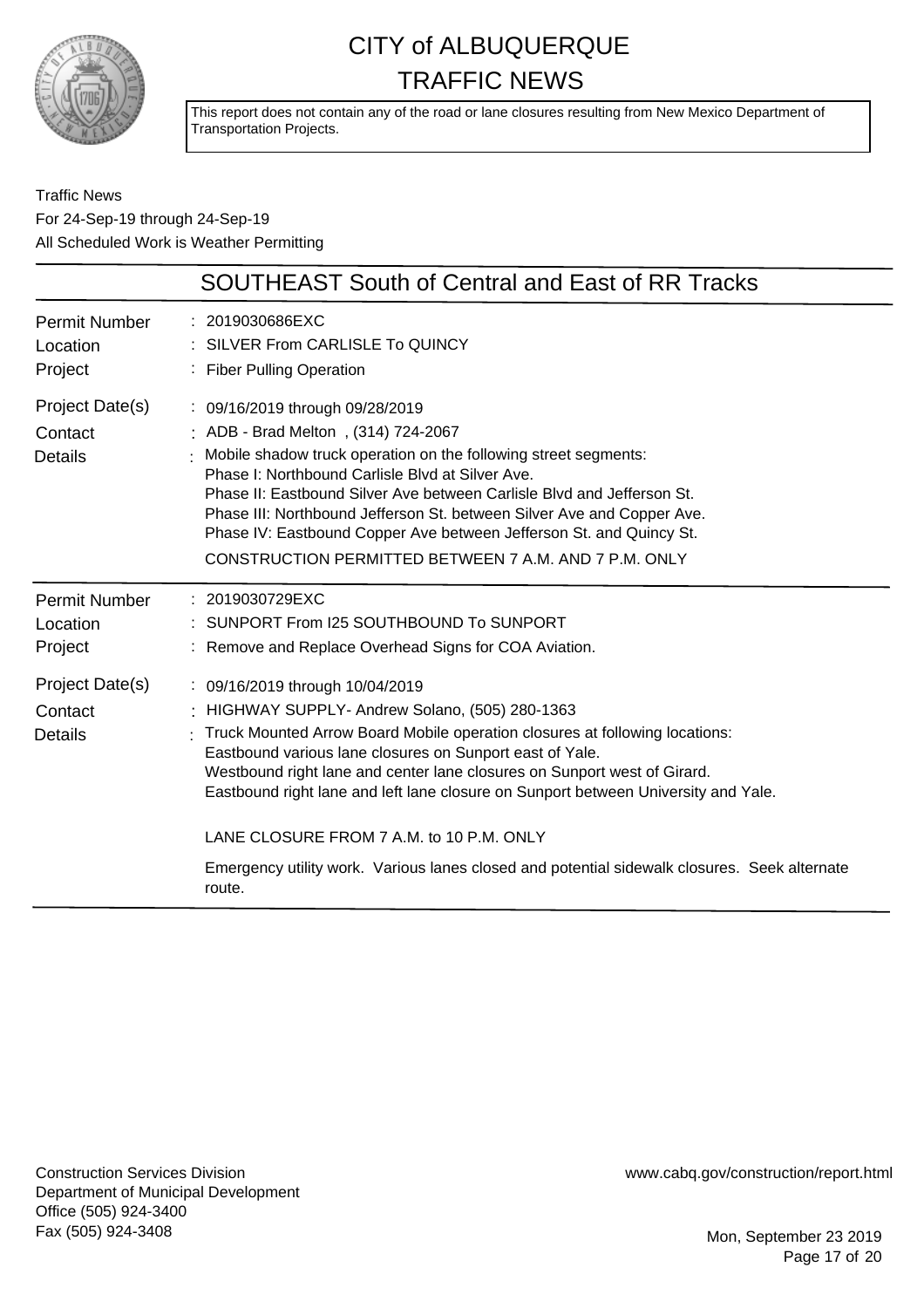# CITY of ALBUQUERQUE TRAFFIC NEWS

This report does not contain any of the road or lane closures resulting from New Mexico Department of Transportation Projects.

Traffic News
For 24-Sep-19 through 24-Sep-19
All Scheduled Work is Weather Permitting

## SOUTHEAST South of Central and East of RR Tracks

| | |
|---|---|
| Permit Number | : 2019030686EXC |
| Location | : SILVER From CARLISLE To QUINCY |
| Project | : Fiber Pulling Operation |
| Project Date(s) | : 09/16/2019 through 09/28/2019 |
| Contact | : ADB - Brad Melton , (314) 724-2067 |
| Details | : Mobile shadow truck operation on the following street segments:<br>Phase I: Northbound Carlisle Blvd at Silver Ave.<br>Phase II: Eastbound Silver Ave between Carlisle Blvd and Jefferson St.<br>Phase III: Northbound Jefferson St. between Silver Ave and Copper Ave.<br>Phase IV: Eastbound Copper Ave between Jefferson St. and Quincy St.<br>CONSTRUCTION PERMITTED BETWEEN 7 A.M. AND 7 P.M. ONLY |

| | |
|---|---|
| Permit Number | : 2019030729EXC |
| Location | : SUNPORT From I25 SOUTHBOUND To SUNPORT |
| Project | : Remove and Replace Overhead Signs for COA Aviation. |
| Project Date(s) | : 09/16/2019 through 10/04/2019 |
| Contact | : HIGHWAY SUPPLY- Andrew Solano, (505) 280-1363 |
| Details | : Truck Mounted Arrow Board Mobile operation closures at following locations:<br>Eastbound various lane closures on Sunport east of Yale.<br>Westbound right lane and center lane closures on Sunport west of Girard.<br>Eastbound right lane and left lane closure on Sunport between University and Yale.<br><br>LANE CLOSURE FROM 7 A.M. to 10 P.M. ONLY<br><br>Emergency utility work. Various lanes closed and potential sidewalk closures. Seek alternate route. |

Construction Services Division
Department of Municipal Development
Office (505) 924-3400
Fax (505) 924-3408

www.cabq.gov/construction/report.html

Mon, September 23 2019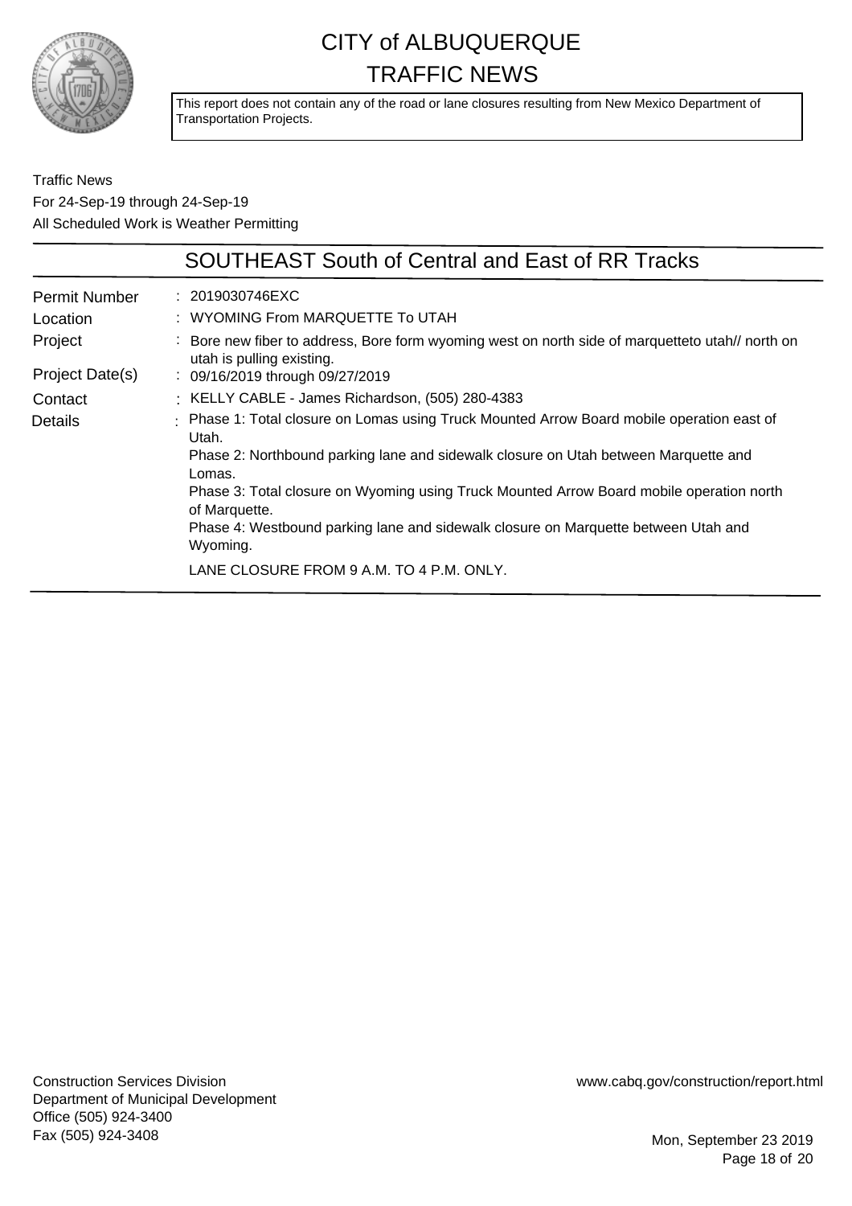# CITY of ALBUQUERQUE TRAFFIC NEWS

This report does not contain any of the road or lane closures resulting from New Mexico Department of Transportation Projects.

Traffic News
For 24-Sep-19 through 24-Sep-19
All Scheduled Work is Weather Permitting

## SOUTHEAST South of Central and East of RR Tracks

| | |
|---|---|
| Permit Number | : 2019030746EXC |
| Location | : WYOMING From MARQUETTE To UTAH |
| Project | : Bore new fiber to address, Bore form wyoming west on north side of marquetteto utah// north on utah is pulling existing. |
| Project Date(s) | : 09/16/2019 through 09/27/2019 |
| Contact | : KELLY CABLE - James Richardson, (505) 280-4383 |
| Details | : Phase 1: Total closure on Lomas using Truck Mounted Arrow Board mobile operation east of Utah.<br>Phase 2: Northbound parking lane and sidewalk closure on Utah between Marquette and Lomas.<br>Phase 3: Total closure on Wyoming using Truck Mounted Arrow Board mobile operation north of Marquette.<br>Phase 4: Westbound parking lane and sidewalk closure on Marquette between Utah and Wyoming.<br>LANE CLOSURE FROM 9 A.M. TO 4 P.M. ONLY. |

Construction Services Division
Department of Municipal Development
Office (505) 924-3400
Fax (505) 924-3408

www.cabq.gov/construction/report.html

Mon, September 23 2019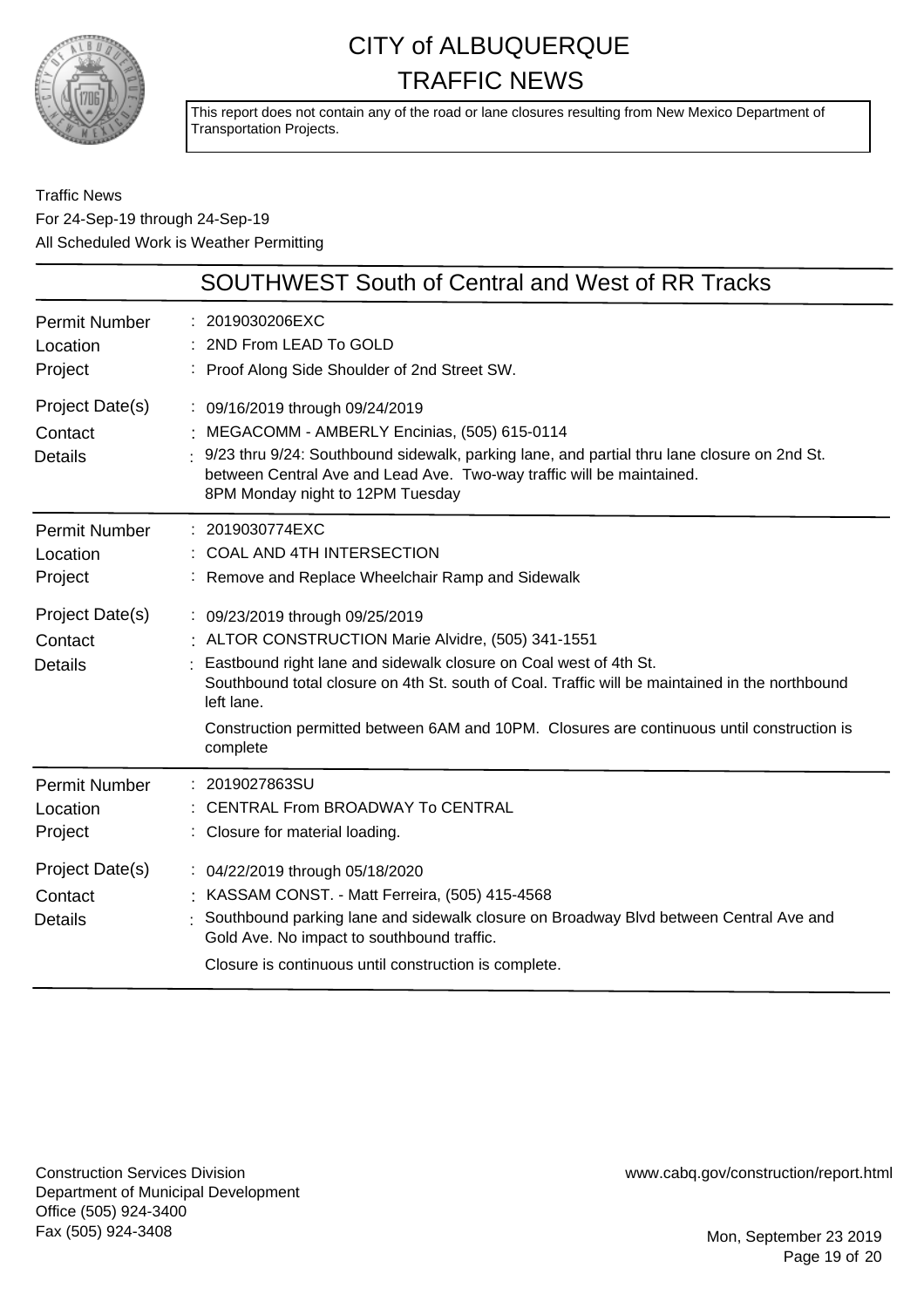# CITY of ALBUQUERQUE TRAFFIC NEWS

This report does not contain any of the road or lane closures resulting from New Mexico Department of Transportation Projects.

Traffic News
For 24-Sep-19 through 24-Sep-19
All Scheduled Work is Weather Permitting

## SOUTHWEST South of Central and West of RR Tracks

| | |
|---|---|
| Permit Number | 2019030206EXC |
| Location | 2ND From LEAD To GOLD |
| Project | Proof Along Side Shoulder of 2nd Street SW. |
| Project Date(s) | 09/16/2019 through 09/24/2019 |
| Contact | MEGACOMM - AMBERLY Encinias, (505) 615-0114 |
| Details | 9/23 thru 9/24: Southbound sidewalk, parking lane, and partial thru lane closure on 2nd St. between Central Ave and Lead Ave. Two-way traffic will be maintained. 8PM Monday night to 12PM Tuesday |

| | |
|---|---|
| Permit Number | 2019030774EXC |
| Location | COAL AND 4TH INTERSECTION |
| Project | Remove and Replace Wheelchair Ramp and Sidewalk |
| Project Date(s) | 09/23/2019 through 09/25/2019 |
| Contact | ALTOR CONSTRUCTION Marie Alvidre, (505) 341-1551 |
| Details | Eastbound right lane and sidewalk closure on Coal west of 4th St. Southbound total closure on 4th St. south of Coal. Traffic will be maintained in the northbound left lane. Construction permitted between 6AM and 10PM. Closures are continuous until construction is complete |

| | |
|---|---|
| Permit Number | 2019027863SU |
| Location | CENTRAL From BROADWAY To CENTRAL |
| Project | Closure for material loading. |
| Project Date(s) | 04/22/2019 through 05/18/2020 |
| Contact | KASSAM CONST. - Matt Ferreira, (505) 415-4568 |
| Details | Southbound parking lane and sidewalk closure on Broadway Blvd between Central Ave and Gold Ave. No impact to southbound traffic. Closure is continuous until construction is complete. |

Construction Services Division
Department of Municipal Development
Office (505) 924-3400
Fax (505) 924-3408

www.cabq.gov/construction/report.html

Mon, September 23 2019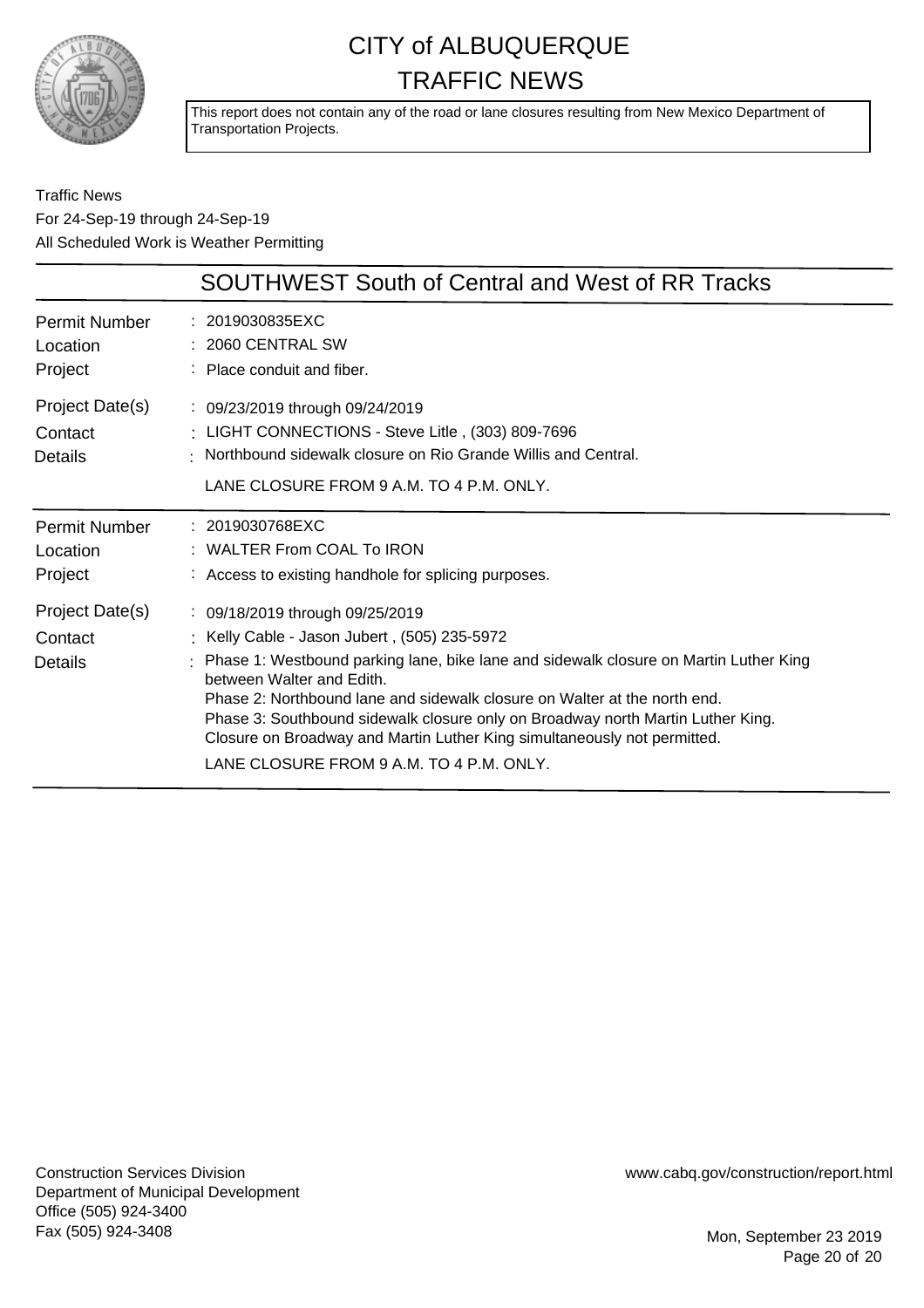# CITY of ALBUQUERQUE
# TRAFFIC NEWS

This report does not contain any of the road or lane closures resulting from New Mexico Department of Transportation Projects.

Traffic News
For 24-Sep-19 through 24-Sep-19
All Scheduled Work is Weather Permitting

## SOUTHWEST South of Central and West of RR Tracks

| | |
|---|---|
| Permit Number | : 2019030835EXC |
| Location | : 2060 CENTRAL SW |
| Project | : Place conduit and fiber. |
| Project Date(s) | : 09/23/2019 through 09/24/2019 |
| Contact | : LIGHT CONNECTIONS - Steve Litle , (303) 809-7696 |
| Details | : Northbound sidewalk closure on Rio Grande Willis and Central. LANE CLOSURE FROM 9 A.M. TO 4 P.M. ONLY. |

| | |
|---|---|
| Permit Number | : 2019030768EXC |
| Location | : WALTER From COAL To IRON |
| Project | : Access to existing handhole for splicing purposes. |
| Project Date(s) | : 09/18/2019 through 09/25/2019 |
| Contact | : Kelly Cable - Jason Jubert , (505) 235-5972 |
| Details | : Phase 1: Westbound parking lane, bike lane and sidewalk closure on Martin Luther King between Walter and Edith. Phase 2: Northbound lane and sidewalk closure on Walter at the north end. Phase 3: Southbound sidewalk closure only on Broadway north Martin Luther King. Closure on Broadway and Martin Luther King simultaneously not permitted. LANE CLOSURE FROM 9 A.M. TO 4 P.M. ONLY. |

Construction Services Division
Department of Municipal Development
Office (505) 924-3400
Fax (505) 924-3408

www.cabq.gov/construction/report.html

Mon, September 23 2019